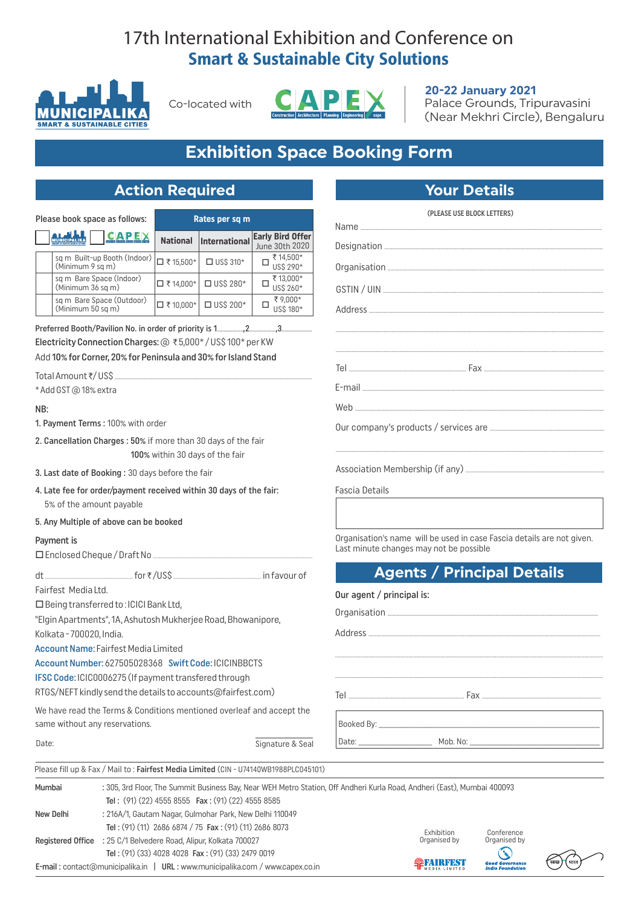# 17th International Exhibition and Conference on
## Smart & Sustainable City Solutions

MUNICIPALIKA SMART & SUSTAINABLE CITIES

Co-located with CAPEX (Construction | Architecture | Planning | Engineering | expo)

**20-22 January 2021**
Palace Grounds, Tripuravasini
(Near Mekhri Circle), Bengaluru

# Exhibition Space Booking Form

## Action Required

| Please book space as follows: | Rates per sq m | | |
|---|---|---|---|
| ☐ MUNICIPALIKA ☐ CAPEX | National | International | Early Bird Offer June 30th 2020 |
| sq m Built-up Booth (Indoor) (Minimum 9 sq m) | ☐ ₹ 15,500* | ☐ US$ 310* | ☐ ₹ 14,500* US$ 290* |
| sq m Bare Space (Indoor) (Minimum 36 sq m) | ☐ ₹ 14,000* | ☐ US$ 280* | ☐ ₹ 13,000* US$ 260* |
| sq m Bare Space (Outdoor) (Minimum 50 sq m) | ☐ ₹ 10,000* | ☐ US$ 200* | ☐ ₹ 9,000* US$ 180* |

Preferred Booth/Pavilion No. in order of priority is 1............,2............,3............

**Electricity Connection Charges:** @ ₹5,000* / US$100* per KW

Add **10% for Corner, 20% for Peninsula and 30% for Island Stand**

Total Amount ₹/ US$ ..................

* Add GST @ 18% extra

NB:

1. **Payment Terms :** 100% with order
2. **Cancellation Charges : 50%** if more than 30 days of the fair
   **100%** within 30 days of the fair
3. **Last date of Booking :** 30 days before the fair
4. **Late fee for order/payment received within 30 days of the fair:**
   5% of the amount payable
5. **Any Multiple of above can be booked**

**Payment is**

☐ Enclosed Cheque / Draft No ..................

dt .................. for ₹ / US$ .................. in favour of Fairfest Media Ltd.

☐ Being transferred to : ICICI Bank Ltd,
"Elgin Apartments", 1A, Ashutosh Mukherjee Road, Bhowanipore, Kolkata - 700020, India.

Account Name: Fairfest Media Limited
Account Number: 627505028368 Swift Code: ICICINBBCTS
IFSC Code: ICIC0006275 (If payment transfered through RTGS/NEFT kindly send the details to accounts@fairfest.com)

We have read the Terms & Conditions mentioned overleaf and accept the same without any reservations.

Date: Signature & Seal

## Your Details

(PLEASE USE BLOCK LETTERS)

Name ..................

Designation ..................

Organisation ..................

GSTIN / UIN ..................

Address ..................

Tel .................. Fax ..................

E-mail ..................

Web ..................

Our company's products / services are ..................

Association Membership (if any) ..................

Fascia Details

Organisation's name will be used in case Fascia details are not given. Last minute changes may not be possible

## Agents / Principal Details

**Our agent / principal is:**

Organisation ..................

Address ..................

Tel .................. Fax ..................

Booked By: ..................

Date: .................. Mob. No: ..................

Please fill up & Fax / Mail to : **Fairfest Media Limited** (CIN - U74140WB1988PLC045101)

**Mumbai** : 305, 3rd Floor, The Summit Business Bay, Near WEH Metro Station, Off Andheri Kurla Road, Andheri (East), Mumbai 400093
**Tel :** (91) (22) 4555 8555 **Fax :** (91) (22) 4555 8585

**New Delhi** : 216A/1, Gautam Nagar, Gulmohar Park, New Delhi 110049
**Tel :** (91) (11) 2686 6874 / 75 **Fax :** (91) (11) 2686 8073

**Registered Office** : 25 C/1 Belvedere Road, Alipur, Kolkata 700027
**Tel :** (91) (33) 4028 4028 **Fax :** (91) (33) 2479 0019

**E-mail :** contact@municipalika.in | **URL :** www.municipalika.com / www.capex.co.in

Exhibition Organised by FAIRFEST MEDIA LIMITED

Conference Organised by Good Governance India Foundation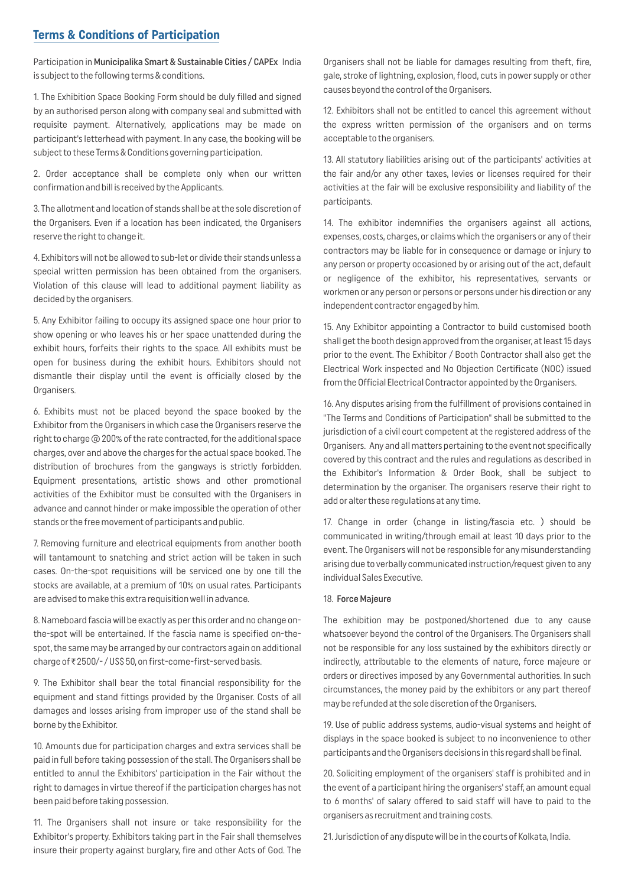## Terms & Conditions of Participation

Participation in **Municipalika Smart & Sustainable Cities / CAPEx** India is subject to the following terms & conditions.

1. The Exhibition Space Booking Form should be duly filled and signed by an authorised person along with company seal and submitted with requisite payment. Alternatively, applications may be made on participant's letterhead with payment. In any case, the booking will be subject to these Terms & Conditions governing participation.

2. Order acceptance shall be complete only when our written confirmation and bill is received by the Applicants.

3. The allotment and location of stands shall be at the sole discretion of the Organisers. Even if a location has been indicated, the Organisers reserve the right to change it.

4. Exhibitors will not be allowed to sub-let or divide their stands unless a special written permission has been obtained from the organisers. Violation of this clause will lead to additional payment liability as decided by the organisers.

5. Any Exhibitor failing to occupy its assigned space one hour prior to show opening or who leaves his or her space unattended during the exhibit hours, forfeits their rights to the space. All exhibits must be open for business during the exhibit hours. Exhibitors should not dismantle their display until the event is officially closed by the Organisers.

6. Exhibits must not be placed beyond the space booked by the Exhibitor from the Organisers in which case the Organisers reserve the right to charge @ 200% of the rate contracted, for the additional space charges, over and above the charges for the actual space booked. The distribution of brochures from the gangways is strictly forbidden. Equipment presentations, artistic shows and other promotional activities of the Exhibitor must be consulted with the Organisers in advance and cannot hinder or make impossible the operation of other stands or the free movement of participants and public.

7. Removing furniture and electrical equipments from another booth will tantamount to snatching and strict action will be taken in such cases. On-the-spot requisitions will be serviced one by one till the stocks are available, at a premium of 10% on usual rates. Participants are advised to make this extra requisition well in advance.

8. Nameboard fascia will be exactly as per this order and no change on-the-spot will be entertained. If the fascia name is specified on-the-spot, the same may be arranged by our contractors again on additional charge of ₹ 2500/- / US$ 50, on first-come-first-served basis.

9. The Exhibitor shall bear the total financial responsibility for the equipment and stand fittings provided by the Organiser. Costs of all damages and losses arising from improper use of the stand shall be borne by the Exhibitor.

10. Amounts due for participation charges and extra services shall be paid in full before taking possession of the stall. The Organisers shall be entitled to annul the Exhibitors' participation in the Fair without the right to damages in virtue thereof if the participation charges has not been paid before taking possession.

11. The Organisers shall not insure or take responsibility for the Exhibitor's property. Exhibitors taking part in the Fair shall themselves insure their property against burglary, fire and other Acts of God. The Organisers shall not be liable for damages resulting from theft, fire, gale, stroke of lightning, explosion, flood, cuts in power supply or other causes beyond the control of the Organisers.

12. Exhibitors shall not be entitled to cancel this agreement without the express written permission of the organisers and on terms acceptable to the organisers.

13. All statutory liabilities arising out of the participants' activities at the fair and/or any other taxes, levies or licenses required for their activities at the fair will be exclusive responsibility and liability of the participants.

14. The exhibitor indemnifies the organisers against all actions, expenses, costs, charges, or claims which the organisers or any of their contractors may be liable for in consequence or damage or injury to any person or property occasioned by or arising out of the act, default or negligence of the exhibitor, his representatives, servants or workmen or any person or persons or persons under his direction or any independent contractor engaged by him.

15. Any Exhibitor appointing a Contractor to build customised booth shall get the booth design approved from the organiser, at least 15 days prior to the event. The Exhibitor / Booth Contractor shall also get the Electrical Work inspected and No Objection Certificate (NOC) issued from the Official Electrical Contractor appointed by the Organisers.

16. Any disputes arising from the fulfillment of provisions contained in "The Terms and Conditions of Participation" shall be submitted to the jurisdiction of a civil court competent at the registered address of the Organisers. Any and all matters pertaining to the event not specifically covered by this contract and the rules and regulations as described in the Exhibitor's Information & Order Book, shall be subject to determination by the organiser. The organisers reserve their right to add or alter these regulations at any time.

17. Change in order (change in listing/fascia etc. ) should be communicated in writing/through email at least 10 days prior to the event. The Organisers will not be responsible for any misunderstanding arising due to verbally communicated instruction/request given to any individual Sales Executive.

18. **Force Majeure**

The exhibition may be postponed/shortened due to any cause whatsoever beyond the control of the Organisers. The Organisers shall not be responsible for any loss sustained by the exhibitors directly or indirectly, attributable to the elements of nature, force majeure or orders or directives imposed by any Governmental authorities. In such circumstances, the money paid by the exhibitors or any part thereof may be refunded at the sole discretion of the Organisers.

19. Use of public address systems, audio-visual systems and height of displays in the space booked is subject to no inconvenience to other participants and the Organisers decisions in this regard shall be final.

20. Soliciting employment of the organisers' staff is prohibited and in the event of a participant hiring the organisers' staff, an amount equal to 6 months' of salary offered to said staff will have to paid to the organisers as recruitment and training costs.

21. Jurisdiction of any dispute will be in the courts of Kolkata, India.